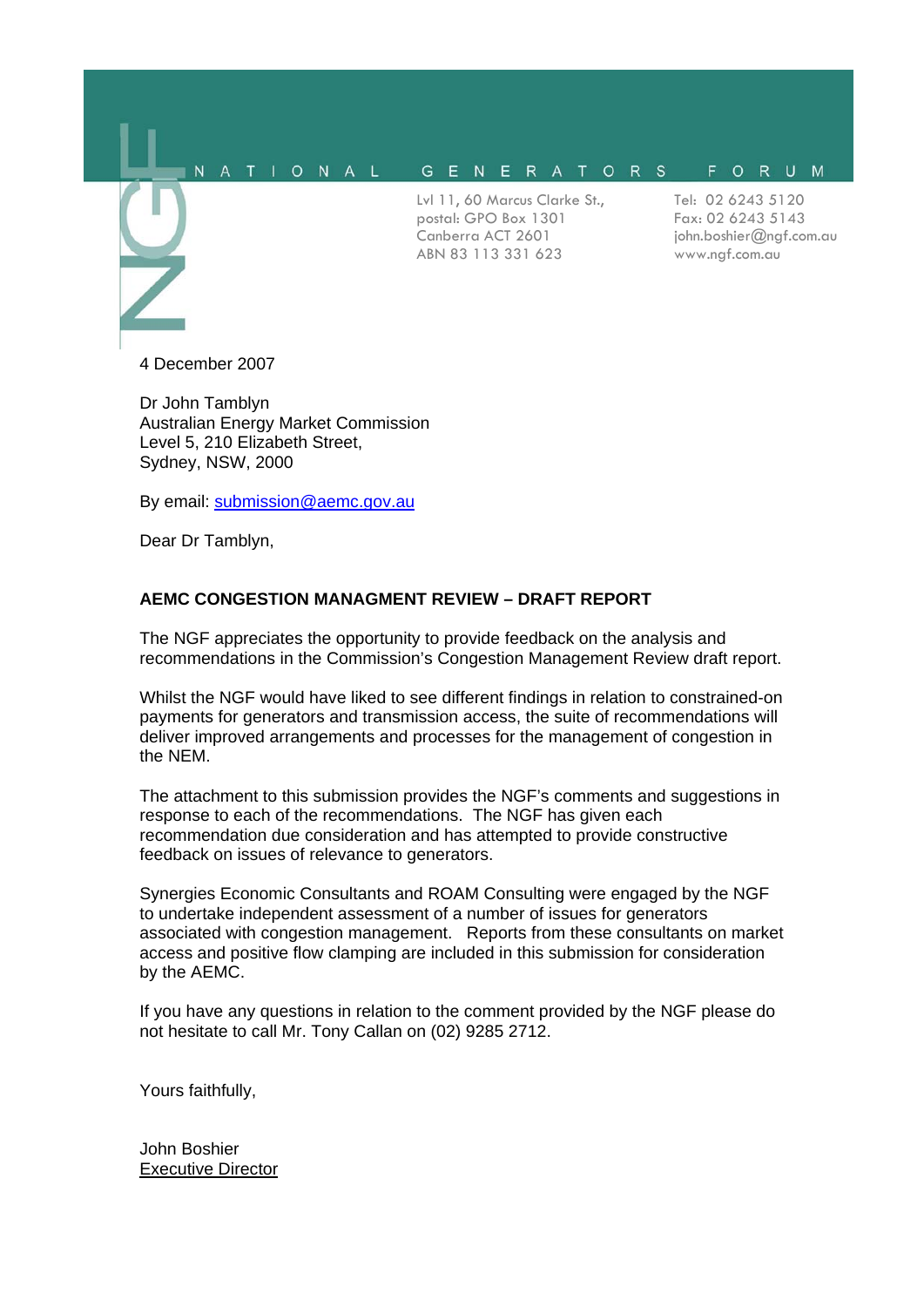NATIONAL GENERATORS FORUM

Lvl 11, 60 Marcus Clarke St.,
postal: GPO Box 1301
Canberra ACT 2601
ABN 83 113 331 623

Tel: 02 6243 5120
Fax: 02 6243 5143
john.boshier@ngf.com.au
www.ngf.com.au

4 December 2007

Dr John Tamblyn
Australian Energy Market Commission
Level 5, 210 Elizabeth Street,
Sydney, NSW, 2000

By email: submission@aemc.gov.au

Dear Dr Tamblyn,

**AEMC CONGESTION MANAGMENT REVIEW – DRAFT REPORT**

The NGF appreciates the opportunity to provide feedback on the analysis and recommendations in the Commission's Congestion Management Review draft report.

Whilst the NGF would have liked to see different findings in relation to constrained-on payments for generators and transmission access, the suite of recommendations will deliver improved arrangements and processes for the management of congestion in the NEM.

The attachment to this submission provides the NGF's comments and suggestions in response to each of the recommendations. The NGF has given each recommendation due consideration and has attempted to provide constructive feedback on issues of relevance to generators.

Synergies Economic Consultants and ROAM Consulting were engaged by the NGF to undertake independent assessment of a number of issues for generators associated with congestion management. Reports from these consultants on market access and positive flow clamping are included in this submission for consideration by the AEMC.

If you have any questions in relation to the comment provided by the NGF please do not hesitate to call Mr. Tony Callan on (02) 9285 2712.

Yours faithfully,

John Boshier
Executive Director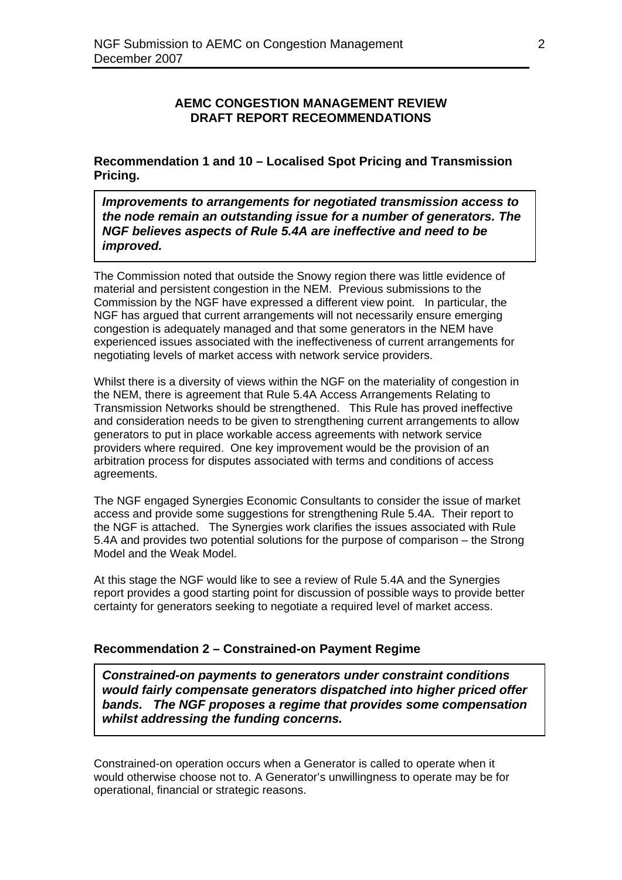## AEMC CONGESTION MANAGEMENT REVIEW
## DRAFT REPORT RECEOMMENDATIONS

### Recommendation 1 and 10 – Localised Spot Pricing and Transmission Pricing.

> ***Improvements to arrangements for negotiated transmission access to the node remain an outstanding issue for a number of generators. The NGF believes aspects of Rule 5.4A are ineffective and need to be improved.***

The Commission noted that outside the Snowy region there was little evidence of material and persistent congestion in the NEM. Previous submissions to the Commission by the NGF have expressed a different view point. In particular, the NGF has argued that current arrangements will not necessarily ensure emerging congestion is adequately managed and that some generators in the NEM have experienced issues associated with the ineffectiveness of current arrangements for negotiating levels of market access with network service providers.

Whilst there is a diversity of views within the NGF on the materiality of congestion in the NEM, there is agreement that Rule 5.4A Access Arrangements Relating to Transmission Networks should be strengthened. This Rule has proved ineffective and consideration needs to be given to strengthening current arrangements to allow generators to put in place workable access agreements with network service providers where required. One key improvement would be the provision of an arbitration process for disputes associated with terms and conditions of access agreements.

The NGF engaged Synergies Economic Consultants to consider the issue of market access and provide some suggestions for strengthening Rule 5.4A. Their report to the NGF is attached. The Synergies work clarifies the issues associated with Rule 5.4A and provides two potential solutions for the purpose of comparison – the Strong Model and the Weak Model.

At this stage the NGF would like to see a review of Rule 5.4A and the Synergies report provides a good starting point for discussion of possible ways to provide better certainty for generators seeking to negotiate a required level of market access.

### Recommendation 2 – Constrained-on Payment Regime

> ***Constrained-on payments to generators under constraint conditions would fairly compensate generators dispatched into higher priced offer bands. The NGF proposes a regime that provides some compensation whilst addressing the funding concerns.***

Constrained-on operation occurs when a Generator is called to operate when it would otherwise choose not to. A Generator's unwillingness to operate may be for operational, financial or strategic reasons.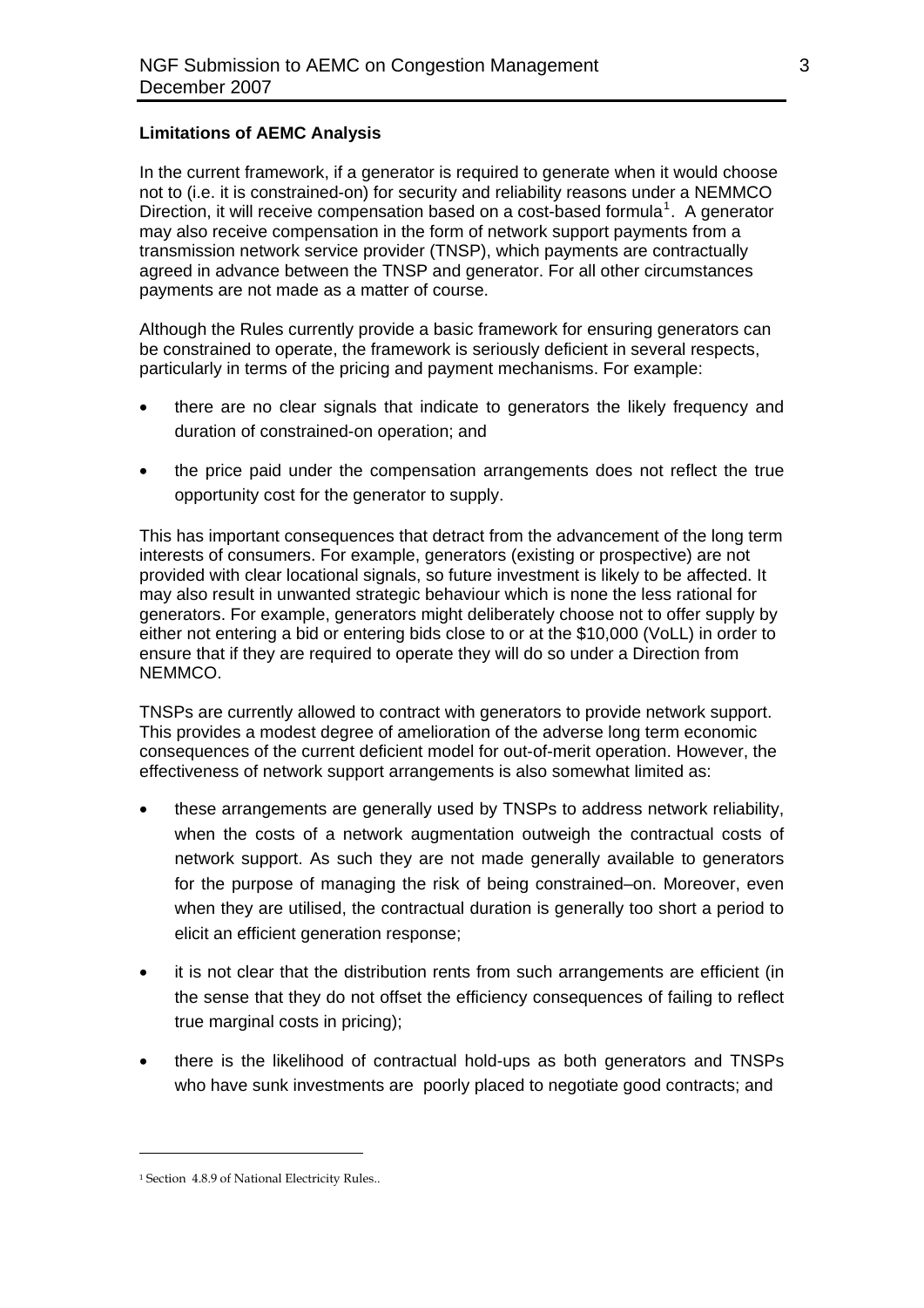**Limitations of AEMC Analysis**

In the current framework, if a generator is required to generate when it would choose not to (i.e. it is constrained-on) for security and reliability reasons under a NEMMCO Direction, it will receive compensation based on a cost-based formula[1]. A generator may also receive compensation in the form of network support payments from a transmission network service provider (TNSP), which payments are contractually agreed in advance between the TNSP and generator. For all other circumstances payments are not made as a matter of course.

Although the Rules currently provide a basic framework for ensuring generators can be constrained to operate, the framework is seriously deficient in several respects, particularly in terms of the pricing and payment mechanisms. For example:

- there are no clear signals that indicate to generators the likely frequency and duration of constrained-on operation; and
- the price paid under the compensation arrangements does not reflect the true opportunity cost for the generator to supply.

This has important consequences that detract from the advancement of the long term interests of consumers. For example, generators (existing or prospective) are not provided with clear locational signals, so future investment is likely to be affected. It may also result in unwanted strategic behaviour which is none the less rational for generators. For example, generators might deliberately choose not to offer supply by either not entering a bid or entering bids close to or at the $10,000 (VoLL) in order to ensure that if they are required to operate they will do so under a Direction from NEMMCO.

TNSPs are currently allowed to contract with generators to provide network support. This provides a modest degree of amelioration of the adverse long term economic consequences of the current deficient model for out-of-merit operation. However, the effectiveness of network support arrangements is also somewhat limited as:

- these arrangements are generally used by TNSPs to address network reliability, when the costs of a network augmentation outweigh the contractual costs of network support. As such they are not made generally available to generators for the purpose of managing the risk of being constrained–on. Moreover, even when they are utilised, the contractual duration is generally too short a period to elicit an efficient generation response;
- it is not clear that the distribution rents from such arrangements are efficient (in the sense that they do not offset the efficiency consequences of failing to reflect true marginal costs in pricing);
- there is the likelihood of contractual hold-ups as both generators and TNSPs who have sunk investments are poorly placed to negotiate good contracts; and

---

[1] Section 4.8.9 of National Electricity Rules..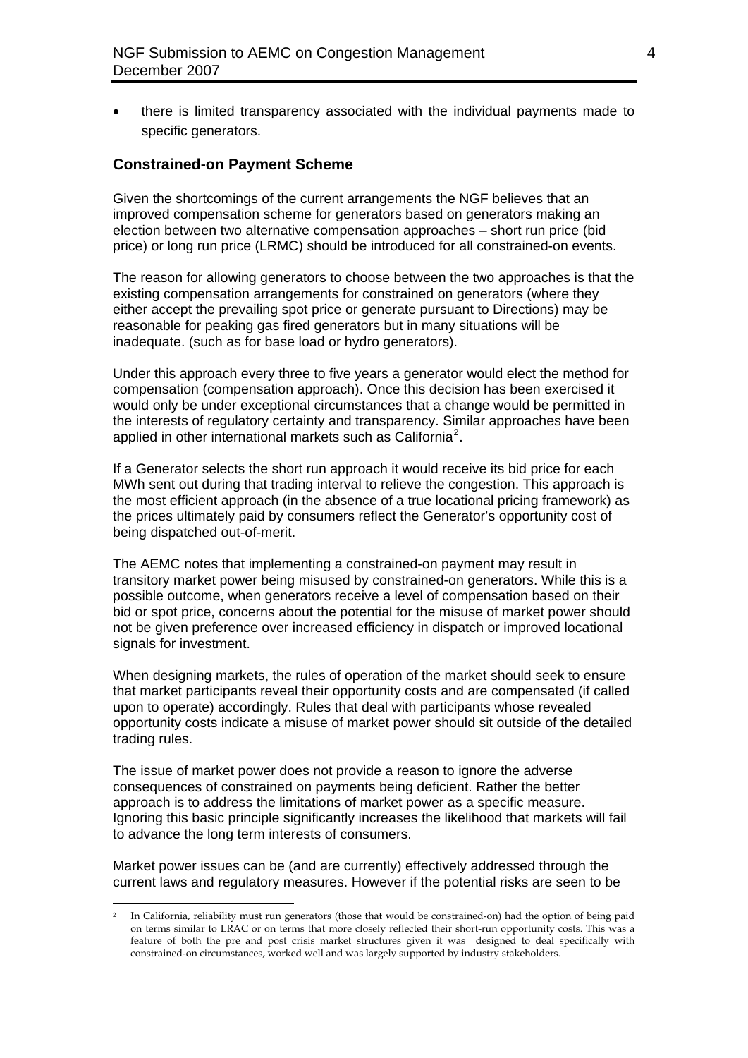- there is limited transparency associated with the individual payments made to specific generators.

### Constrained-on Payment Scheme

Given the shortcomings of the current arrangements the NGF believes that an improved compensation scheme for generators based on generators making an election between two alternative compensation approaches – short run price (bid price) or long run price (LRMC) should be introduced for all constrained-on events.

The reason for allowing generators to choose between the two approaches is that the existing compensation arrangements for constrained on generators (where they either accept the prevailing spot price or generate pursuant to Directions) may be reasonable for peaking gas fired generators but in many situations will be inadequate. (such as for base load or hydro generators).

Under this approach every three to five years a generator would elect the method for compensation (compensation approach). Once this decision has been exercised it would only be under exceptional circumstances that a change would be permitted in the interests of regulatory certainty and transparency. Similar approaches have been applied in other international markets such as California[2].

If a Generator selects the short run approach it would receive its bid price for each MWh sent out during that trading interval to relieve the congestion. This approach is the most efficient approach (in the absence of a true locational pricing framework) as the prices ultimately paid by consumers reflect the Generator's opportunity cost of being dispatched out-of-merit.

The AEMC notes that implementing a constrained-on payment may result in transitory market power being misused by constrained-on generators. While this is a possible outcome, when generators receive a level of compensation based on their bid or spot price, concerns about the potential for the misuse of market power should not be given preference over increased efficiency in dispatch or improved locational signals for investment.

When designing markets, the rules of operation of the market should seek to ensure that market participants reveal their opportunity costs and are compensated (if called upon to operate) accordingly. Rules that deal with participants whose revealed opportunity costs indicate a misuse of market power should sit outside of the detailed trading rules.

The issue of market power does not provide a reason to ignore the adverse consequences of constrained on payments being deficient. Rather the better approach is to address the limitations of market power as a specific measure. Ignoring this basic principle significantly increases the likelihood that markets will fail to advance the long term interests of consumers.

Market power issues can be (and are currently) effectively addressed through the current laws and regulatory measures. However if the potential risks are seen to be

---

[2] In California, reliability must run generators (those that would be constrained-on) had the option of being paid on terms similar to LRAC or on terms that more closely reflected their short-run opportunity costs. This was a feature of both the pre and post crisis market structures given it was designed to deal specifically with constrained-on circumstances, worked well and was largely supported by industry stakeholders.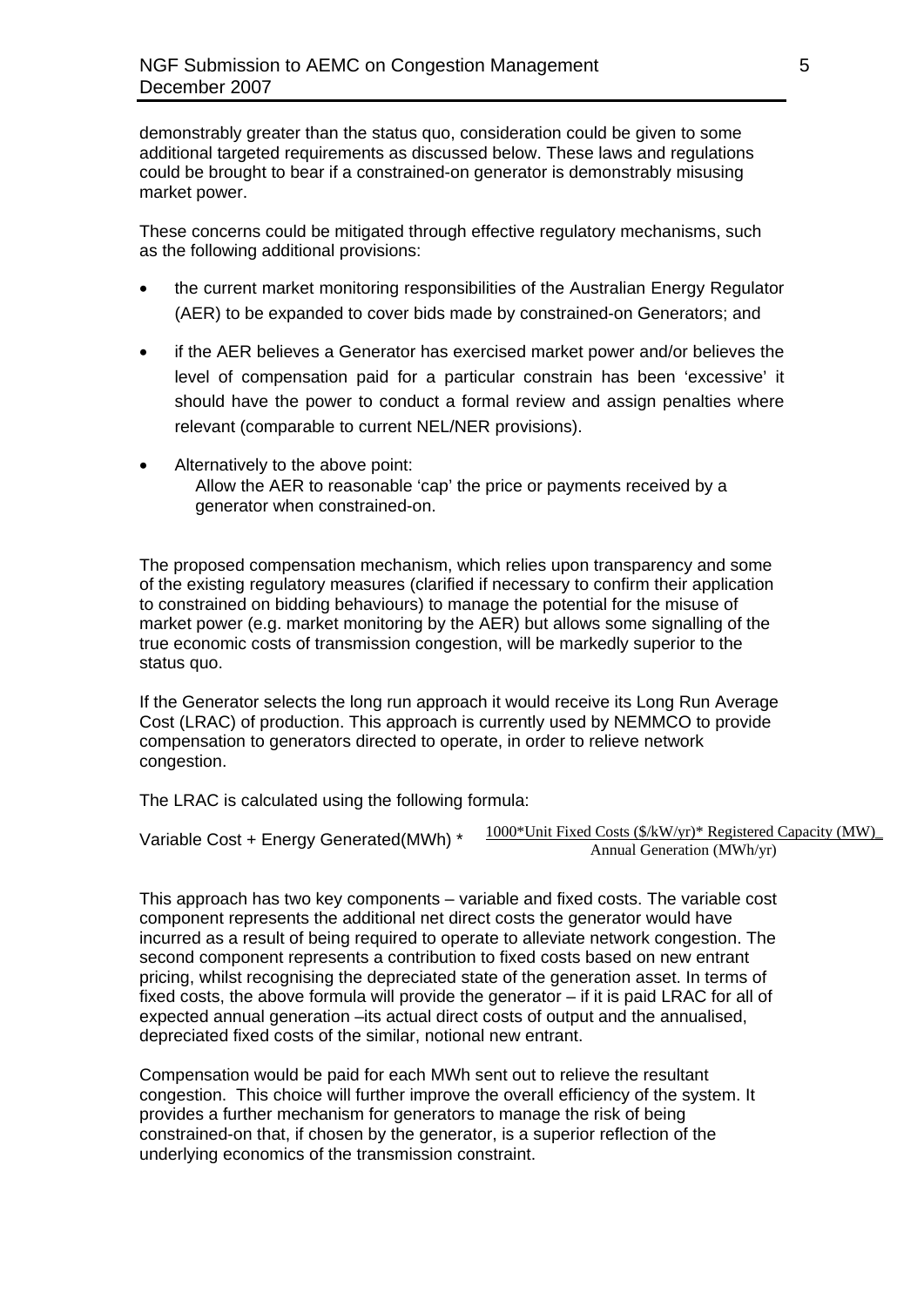demonstrably greater than the status quo, consideration could be given to some additional targeted requirements as discussed below. These laws and regulations could be brought to bear if a constrained-on generator is demonstrably misusing market power.

These concerns could be mitigated through effective regulatory mechanisms, such as the following additional provisions:

- the current market monitoring responsibilities of the Australian Energy Regulator (AER) to be expanded to cover bids made by constrained-on Generators; and
- if the AER believes a Generator has exercised market power and/or believes the level of compensation paid for a particular constrain has been 'excessive' it should have the power to conduct a formal review and assign penalties where relevant (comparable to current NEL/NER provisions).
- Alternatively to the above point:
  Allow the AER to reasonable 'cap' the price or payments received by a generator when constrained-on.

The proposed compensation mechanism, which relies upon transparency and some of the existing regulatory measures (clarified if necessary to confirm their application to constrained on bidding behaviours) to manage the potential for the misuse of market power (e.g. market monitoring by the AER) but allows some signalling of the true economic costs of transmission congestion, will be markedly superior to the status quo.

If the Generator selects the long run approach it would receive its Long Run Average Cost (LRAC) of production. This approach is currently used by NEMMCO to provide compensation to generators directed to operate, in order to relieve network congestion.

The LRAC is calculated using the following formula:

$$\text{Variable Cost} + \text{Energy Generated(MWh)} * \frac{1000 * \text{Unit Fixed Costs (\$/kW/yr)} * \text{Registered Capacity (MW)}}{\text{Annual Generation (MWh/yr)}}$$

This approach has two key components – variable and fixed costs. The variable cost component represents the additional net direct costs the generator would have incurred as a result of being required to operate to alleviate network congestion. The second component represents a contribution to fixed costs based on new entrant pricing, whilst recognising the depreciated state of the generation asset. In terms of fixed costs, the above formula will provide the generator – if it is paid LRAC for all of expected annual generation –its actual direct costs of output and the annualised, depreciated fixed costs of the similar, notional new entrant.

Compensation would be paid for each MWh sent out to relieve the resultant congestion. This choice will further improve the overall efficiency of the system. It provides a further mechanism for generators to manage the risk of being constrained-on that, if chosen by the generator, is a superior reflection of the underlying economics of the transmission constraint.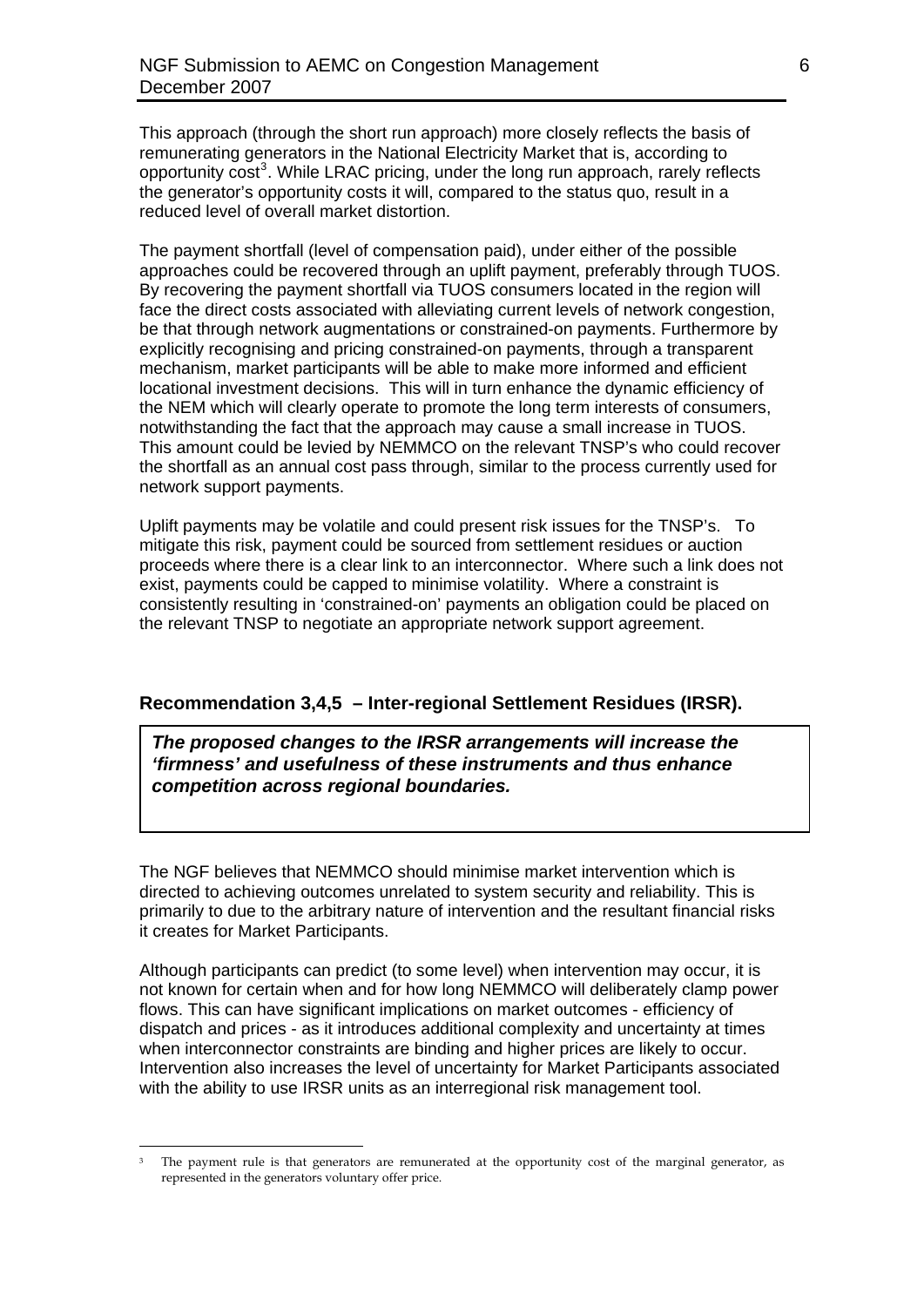This approach (through the short run approach) more closely reflects the basis of remunerating generators in the National Electricity Market that is, according to opportunity cost[3]. While LRAC pricing, under the long run approach, rarely reflects the generator's opportunity costs it will, compared to the status quo, result in a reduced level of overall market distortion.

The payment shortfall (level of compensation paid), under either of the possible approaches could be recovered through an uplift payment, preferably through TUOS. By recovering the payment shortfall via TUOS consumers located in the region will face the direct costs associated with alleviating current levels of network congestion, be that through network augmentations or constrained-on payments. Furthermore by explicitly recognising and pricing constrained-on payments, through a transparent mechanism, market participants will be able to make more informed and efficient locational investment decisions. This will in turn enhance the dynamic efficiency of the NEM which will clearly operate to promote the long term interests of consumers, notwithstanding the fact that the approach may cause a small increase in TUOS. This amount could be levied by NEMMCO on the relevant TNSP's who could recover the shortfall as an annual cost pass through, similar to the process currently used for network support payments.

Uplift payments may be volatile and could present risk issues for the TNSP's. To mitigate this risk, payment could be sourced from settlement residues or auction proceeds where there is a clear link to an interconnector. Where such a link does not exist, payments could be capped to minimise volatility. Where a constraint is consistently resulting in 'constrained-on' payments an obligation could be placed on the relevant TNSP to negotiate an appropriate network support agreement.

### Recommendation 3,4,5 – Inter-regional Settlement Residues (IRSR).

***The proposed changes to the IRSR arrangements will increase the 'firmness' and usefulness of these instruments and thus enhance competition across regional boundaries.***

The NGF believes that NEMMCO should minimise market intervention which is directed to achieving outcomes unrelated to system security and reliability. This is primarily to due to the arbitrary nature of intervention and the resultant financial risks it creates for Market Participants.

Although participants can predict (to some level) when intervention may occur, it is not known for certain when and for how long NEMMCO will deliberately clamp power flows. This can have significant implications on market outcomes - efficiency of dispatch and prices - as it introduces additional complexity and uncertainty at times when interconnector constraints are binding and higher prices are likely to occur. Intervention also increases the level of uncertainty for Market Participants associated with the ability to use IRSR units as an interregional risk management tool.

[3] The payment rule is that generators are remunerated at the opportunity cost of the marginal generator, as represented in the generators voluntary offer price.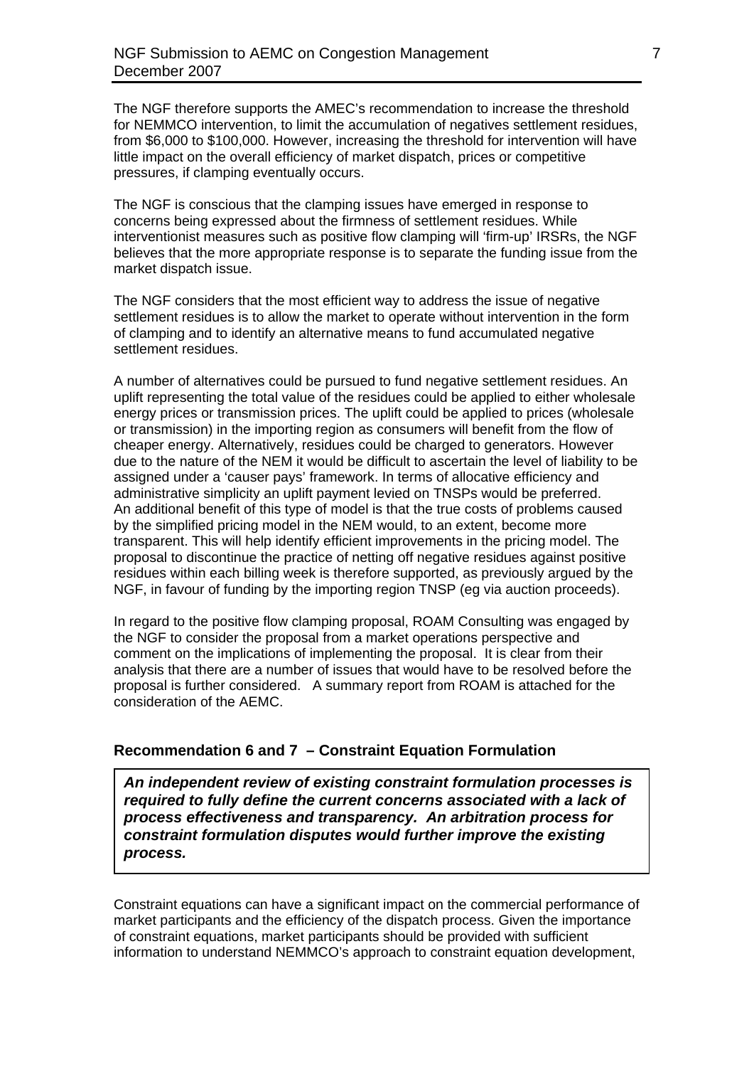The NGF therefore supports the AMEC's recommendation to increase the threshold for NEMMCO intervention, to limit the accumulation of negatives settlement residues, from $6,000 to $100,000. However, increasing the threshold for intervention will have little impact on the overall efficiency of market dispatch, prices or competitive pressures, if clamping eventually occurs.

The NGF is conscious that the clamping issues have emerged in response to concerns being expressed about the firmness of settlement residues. While interventionist measures such as positive flow clamping will 'firm-up' IRSRs, the NGF believes that the more appropriate response is to separate the funding issue from the market dispatch issue.

The NGF considers that the most efficient way to address the issue of negative settlement residues is to allow the market to operate without intervention in the form of clamping and to identify an alternative means to fund accumulated negative settlement residues.

A number of alternatives could be pursued to fund negative settlement residues. An uplift representing the total value of the residues could be applied to either wholesale energy prices or transmission prices. The uplift could be applied to prices (wholesale or transmission) in the importing region as consumers will benefit from the flow of cheaper energy. Alternatively, residues could be charged to generators. However due to the nature of the NEM it would be difficult to ascertain the level of liability to be assigned under a 'causer pays' framework. In terms of allocative efficiency and administrative simplicity an uplift payment levied on TNSPs would be preferred. An additional benefit of this type of model is that the true costs of problems caused by the simplified pricing model in the NEM would, to an extent, become more transparent. This will help identify efficient improvements in the pricing model. The proposal to discontinue the practice of netting off negative residues against positive residues within each billing week is therefore supported, as previously argued by the NGF, in favour of funding by the importing region TNSP (eg via auction proceeds).

In regard to the positive flow clamping proposal, ROAM Consulting was engaged by the NGF to consider the proposal from a market operations perspective and comment on the implications of implementing the proposal. It is clear from their analysis that there are a number of issues that would have to be resolved before the proposal is further considered. A summary report from ROAM is attached for the consideration of the AEMC.

## Recommendation 6 and 7 – Constraint Equation Formulation

***An independent review of existing constraint formulation processes is required to fully define the current concerns associated with a lack of process effectiveness and transparency. An arbitration process for constraint formulation disputes would further improve the existing process.***

Constraint equations can have a significant impact on the commercial performance of market participants and the efficiency of the dispatch process. Given the importance of constraint equations, market participants should be provided with sufficient information to understand NEMMCO's approach to constraint equation development,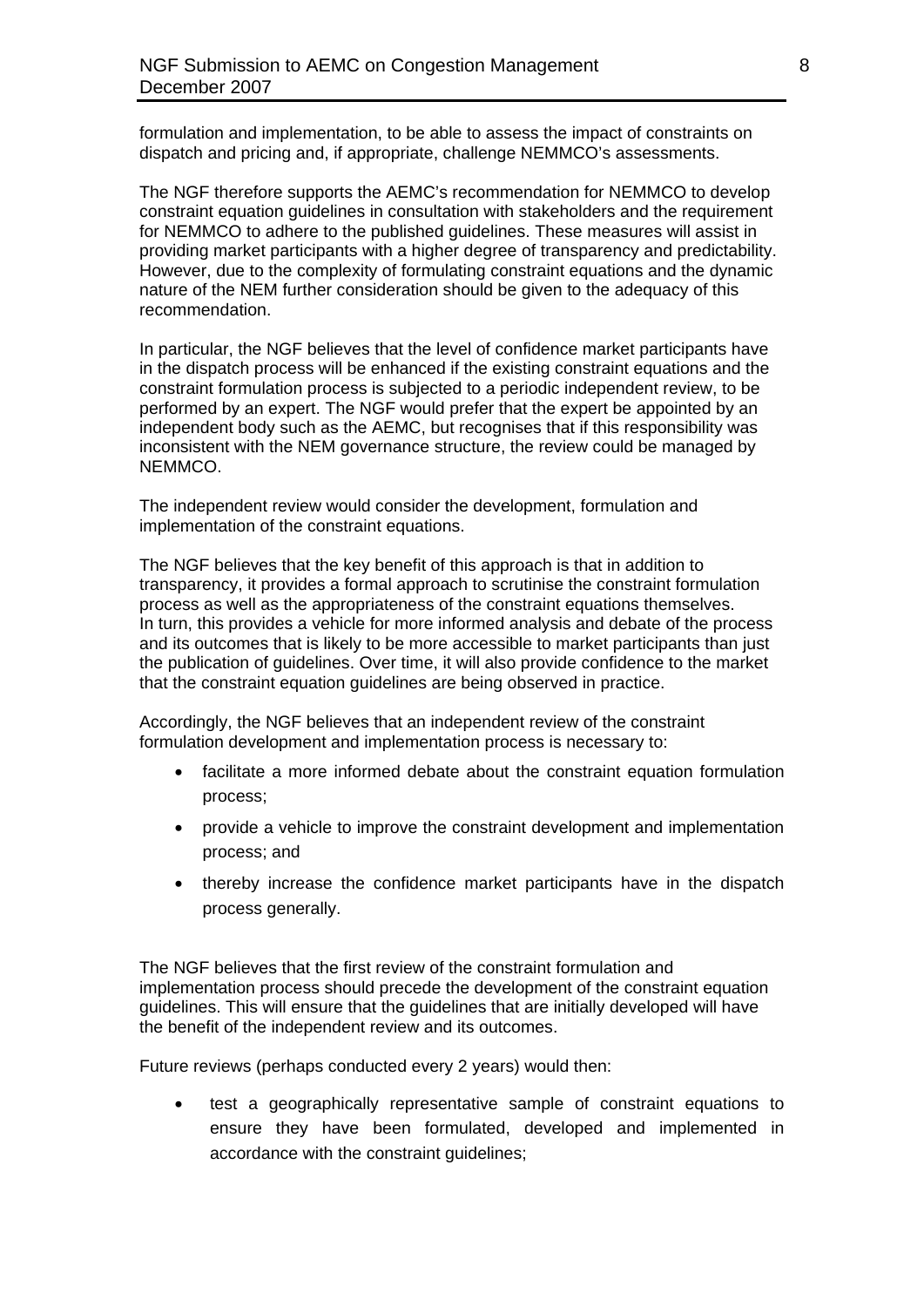formulation and implementation, to be able to assess the impact of constraints on dispatch and pricing and, if appropriate, challenge NEMMCO's assessments.

The NGF therefore supports the AEMC's recommendation for NEMMCO to develop constraint equation guidelines in consultation with stakeholders and the requirement for NEMMCO to adhere to the published guidelines. These measures will assist in providing market participants with a higher degree of transparency and predictability. However, due to the complexity of formulating constraint equations and the dynamic nature of the NEM further consideration should be given to the adequacy of this recommendation.

In particular, the NGF believes that the level of confidence market participants have in the dispatch process will be enhanced if the existing constraint equations and the constraint formulation process is subjected to a periodic independent review, to be performed by an expert. The NGF would prefer that the expert be appointed by an independent body such as the AEMC, but recognises that if this responsibility was inconsistent with the NEM governance structure, the review could be managed by NEMMCO.

The independent review would consider the development, formulation and implementation of the constraint equations.

The NGF believes that the key benefit of this approach is that in addition to transparency, it provides a formal approach to scrutinise the constraint formulation process as well as the appropriateness of the constraint equations themselves. In turn, this provides a vehicle for more informed analysis and debate of the process and its outcomes that is likely to be more accessible to market participants than just the publication of guidelines. Over time, it will also provide confidence to the market that the constraint equation guidelines are being observed in practice.

Accordingly, the NGF believes that an independent review of the constraint formulation development and implementation process is necessary to:

- facilitate a more informed debate about the constraint equation formulation process;
- provide a vehicle to improve the constraint development and implementation process; and
- thereby increase the confidence market participants have in the dispatch process generally.

The NGF believes that the first review of the constraint formulation and implementation process should precede the development of the constraint equation guidelines. This will ensure that the guidelines that are initially developed will have the benefit of the independent review and its outcomes.

Future reviews (perhaps conducted every 2 years) would then:

- test a geographically representative sample of constraint equations to ensure they have been formulated, developed and implemented in accordance with the constraint guidelines;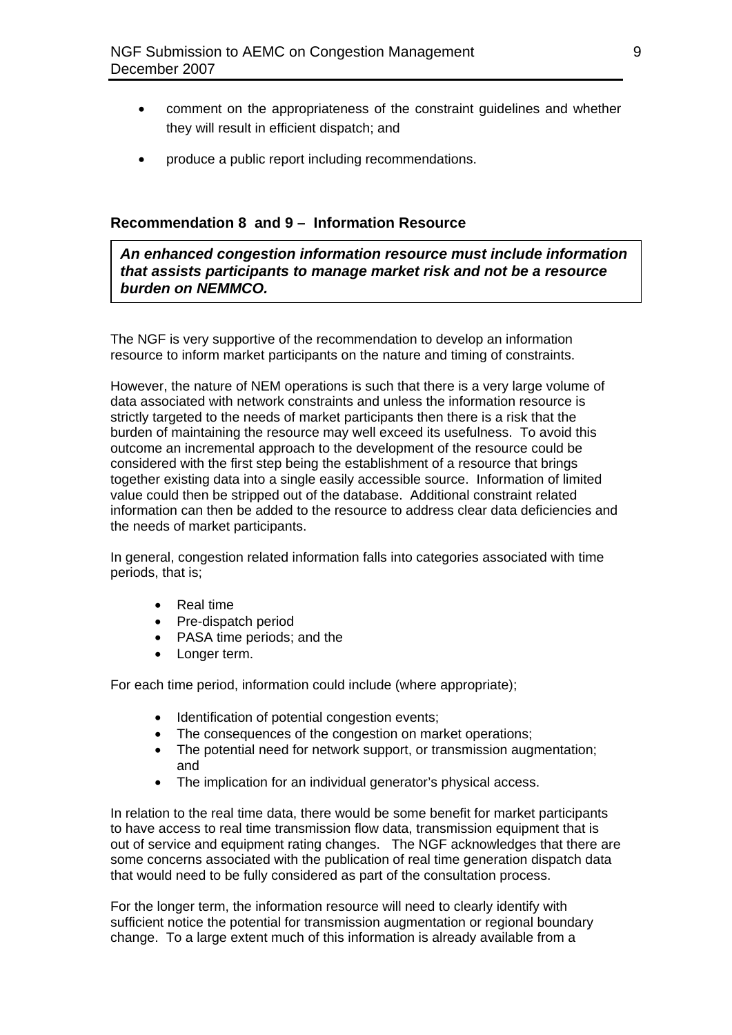- comment on the appropriateness of the constraint guidelines and whether they will result in efficient dispatch; and
- produce a public report including recommendations.

### Recommendation 8 and 9 – Information Resource

***An enhanced congestion information resource must include information that assists participants to manage market risk and not be a resource burden on NEMMCO.***

The NGF is very supportive of the recommendation to develop an information resource to inform market participants on the nature and timing of constraints.

However, the nature of NEM operations is such that there is a very large volume of data associated with network constraints and unless the information resource is strictly targeted to the needs of market participants then there is a risk that the burden of maintaining the resource may well exceed its usefulness. To avoid this outcome an incremental approach to the development of the resource could be considered with the first step being the establishment of a resource that brings together existing data into a single easily accessible source. Information of limited value could then be stripped out of the database. Additional constraint related information can then be added to the resource to address clear data deficiencies and the needs of market participants.

In general, congestion related information falls into categories associated with time periods, that is;

- Real time
- Pre-dispatch period
- PASA time periods; and the
- Longer term.

For each time period, information could include (where appropriate);

- Identification of potential congestion events;
- The consequences of the congestion on market operations;
- The potential need for network support, or transmission augmentation; and
- The implication for an individual generator's physical access.

In relation to the real time data, there would be some benefit for market participants to have access to real time transmission flow data, transmission equipment that is out of service and equipment rating changes. The NGF acknowledges that there are some concerns associated with the publication of real time generation dispatch data that would need to be fully considered as part of the consultation process.

For the longer term, the information resource will need to clearly identify with sufficient notice the potential for transmission augmentation or regional boundary change. To a large extent much of this information is already available from a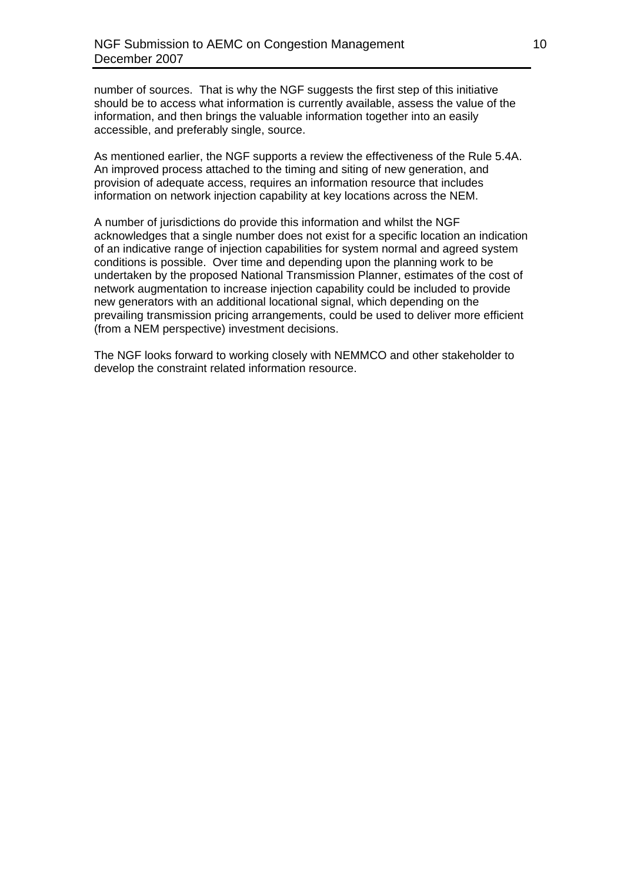number of sources. That is why the NGF suggests the first step of this initiative should be to access what information is currently available, assess the value of the information, and then brings the valuable information together into an easily accessible, and preferably single, source.

As mentioned earlier, the NGF supports a review the effectiveness of the Rule 5.4A. An improved process attached to the timing and siting of new generation, and provision of adequate access, requires an information resource that includes information on network injection capability at key locations across the NEM.

A number of jurisdictions do provide this information and whilst the NGF acknowledges that a single number does not exist for a specific location an indication of an indicative range of injection capabilities for system normal and agreed system conditions is possible. Over time and depending upon the planning work to be undertaken by the proposed National Transmission Planner, estimates of the cost of network augmentation to increase injection capability could be included to provide new generators with an additional locational signal, which depending on the prevailing transmission pricing arrangements, could be used to deliver more efficient (from a NEM perspective) investment decisions.

The NGF looks forward to working closely with NEMMCO and other stakeholder to develop the constraint related information resource.